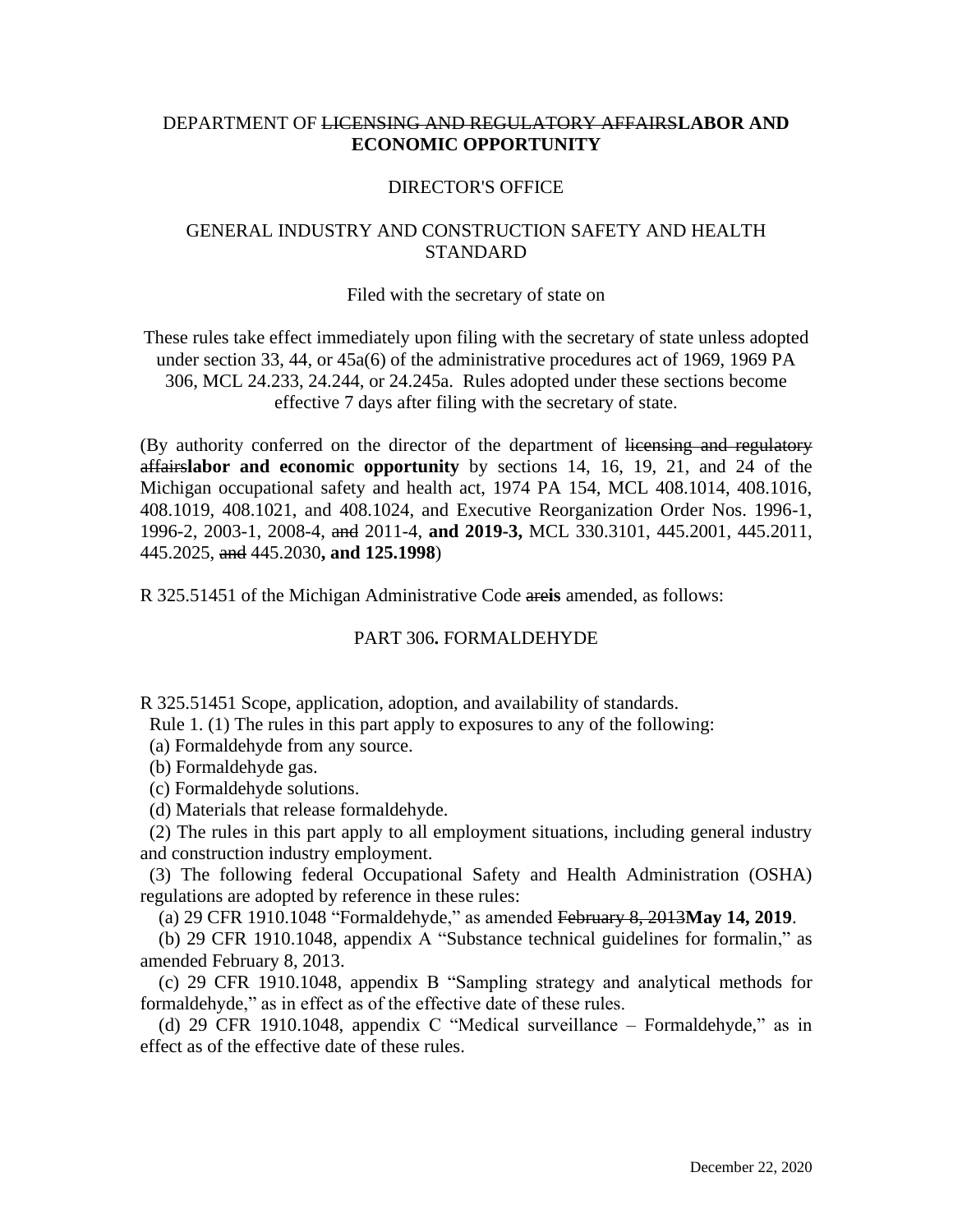DEPARTMENT OF ~~LICENSING AND REGULATORY AFFAIRS~~**LABOR AND ECONOMIC OPPORTUNITY**

DIRECTOR'S OFFICE

GENERAL INDUSTRY AND CONSTRUCTION SAFETY AND HEALTH STANDARD

Filed with the secretary of state on

These rules take effect immediately upon filing with the secretary of state unless adopted under section 33, 44, or 45a(6) of the administrative procedures act of 1969, 1969 PA 306, MCL 24.233, 24.244, or 24.245a. Rules adopted under these sections become effective 7 days after filing with the secretary of state.

(By authority conferred on the director of the department of ~~licensing and regulatory affairs~~**labor and economic opportunity** by sections 14, 16, 19, 21, and 24 of the Michigan occupational safety and health act, 1974 PA 154, MCL 408.1014, 408.1016, 408.1019, 408.1021, and 408.1024, and Executive Reorganization Order Nos. 1996-1, 1996-2, 2003-1, 2008-4, ~~and~~ 2011-4, **and 2019-3,** MCL 330.3101, 445.2001, 445.2011, 445.2025, ~~and~~ 445.2030**, and 125.1998**)

R 325.51451 of the Michigan Administrative Code ~~are~~**is** amended, as follows:

PART 306**.** FORMALDEHYDE

R 325.51451 Scope, application, adoption, and availability of standards.

Rule 1. (1) The rules in this part apply to exposures to any of the following:

(a) Formaldehyde from any source.

(b) Formaldehyde gas.

(c) Formaldehyde solutions.

(d) Materials that release formaldehyde.

(2) The rules in this part apply to all employment situations, including general industry and construction industry employment.

(3) The following federal Occupational Safety and Health Administration (OSHA) regulations are adopted by reference in these rules:

(a) 29 CFR 1910.1048 "Formaldehyde," as amended ~~February 8, 2013~~**May 14, 2019**.

(b) 29 CFR 1910.1048, appendix A "Substance technical guidelines for formalin," as amended February 8, 2013.

(c) 29 CFR 1910.1048, appendix B "Sampling strategy and analytical methods for formaldehyde," as in effect as of the effective date of these rules.

(d) 29 CFR 1910.1048, appendix C "Medical surveillance – Formaldehyde," as in effect as of the effective date of these rules.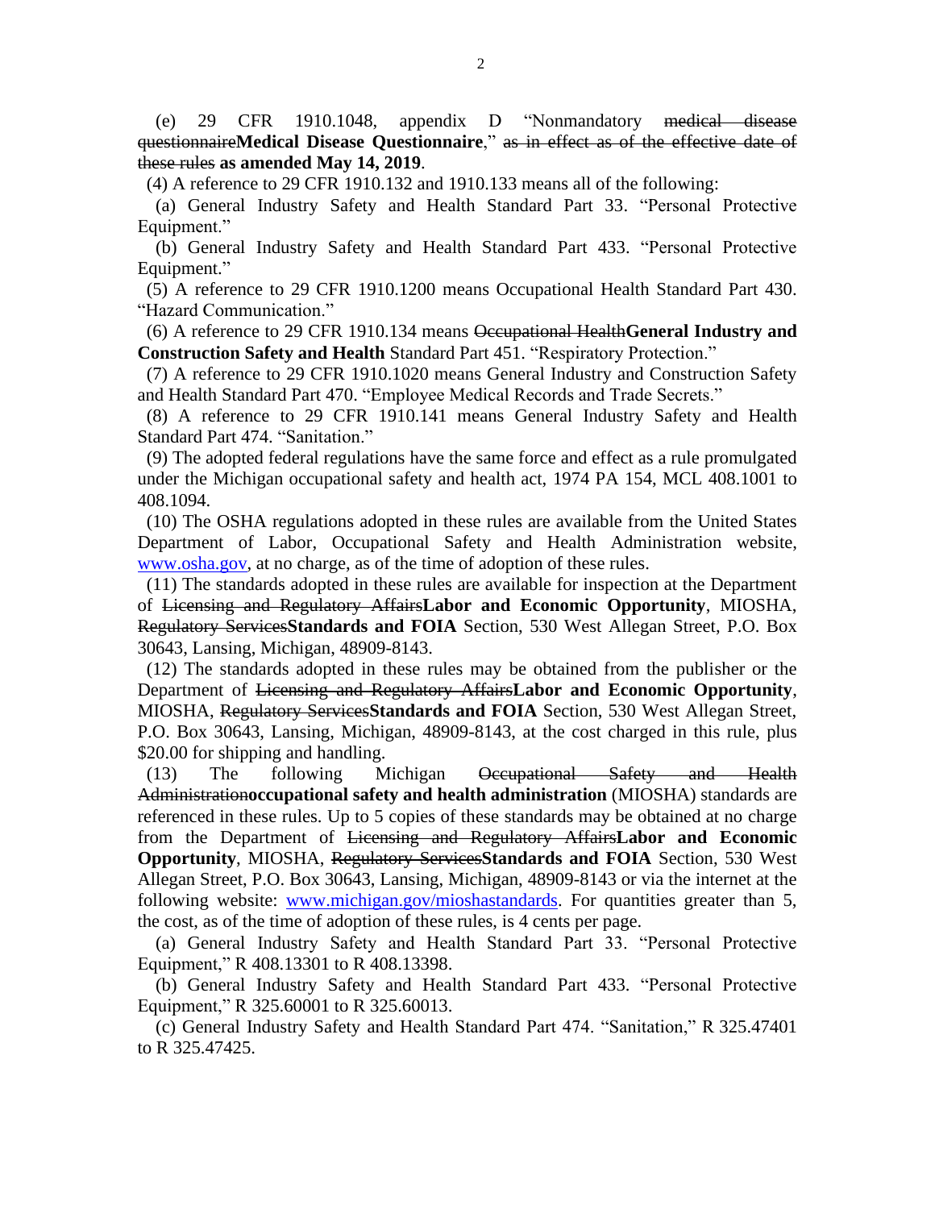(e) 29 CFR 1910.1048, appendix D "Nonmandatory ~~medical disease questionnaire~~**Medical Disease Questionnaire**," ~~as in effect as of the effective date of these rules~~ **as amended May 14, 2019**.

(4) A reference to 29 CFR 1910.132 and 1910.133 means all of the following:

(a) General Industry Safety and Health Standard Part 33. "Personal Protective Equipment."

(b) General Industry Safety and Health Standard Part 433. "Personal Protective Equipment."

(5) A reference to 29 CFR 1910.1200 means Occupational Health Standard Part 430. "Hazard Communication."

(6) A reference to 29 CFR 1910.134 means ~~Occupational Health~~**General Industry and Construction Safety and Health** Standard Part 451. "Respiratory Protection."

(7) A reference to 29 CFR 1910.1020 means General Industry and Construction Safety and Health Standard Part 470. "Employee Medical Records and Trade Secrets."

(8) A reference to 29 CFR 1910.141 means General Industry Safety and Health Standard Part 474. "Sanitation."

(9) The adopted federal regulations have the same force and effect as a rule promulgated under the Michigan occupational safety and health act, 1974 PA 154, MCL 408.1001 to 408.1094.

(10) The OSHA regulations adopted in these rules are available from the United States Department of Labor, Occupational Safety and Health Administration website, www.osha.gov, at no charge, as of the time of adoption of these rules.

(11) The standards adopted in these rules are available for inspection at the Department of ~~Licensing and Regulatory Affairs~~**Labor and Economic Opportunity**, MIOSHA, ~~Regulatory Services~~**Standards and FOIA** Section, 530 West Allegan Street, P.O. Box 30643, Lansing, Michigan, 48909-8143.

(12) The standards adopted in these rules may be obtained from the publisher or the Department of ~~Licensing and Regulatory Affairs~~**Labor and Economic Opportunity**, MIOSHA, ~~Regulatory Services~~**Standards and FOIA** Section, 530 West Allegan Street, P.O. Box 30643, Lansing, Michigan, 48909-8143, at the cost charged in this rule, plus $20.00 for shipping and handling.

(13) The following Michigan ~~Occupational Safety and Health Administration~~**occupational safety and health administration** (MIOSHA) standards are referenced in these rules. Up to 5 copies of these standards may be obtained at no charge from the Department of ~~Licensing and Regulatory Affairs~~**Labor and Economic Opportunity**, MIOSHA, ~~Regulatory Services~~**Standards and FOIA** Section, 530 West Allegan Street, P.O. Box 30643, Lansing, Michigan, 48909-8143 or via the internet at the following website: www.michigan.gov/mioshastandards. For quantities greater than 5, the cost, as of the time of adoption of these rules, is 4 cents per page.

(a) General Industry Safety and Health Standard Part 33. "Personal Protective Equipment," R 408.13301 to R 408.13398.

(b) General Industry Safety and Health Standard Part 433. "Personal Protective Equipment," R 325.60001 to R 325.60013.

(c) General Industry Safety and Health Standard Part 474. "Sanitation," R 325.47401 to R 325.47425.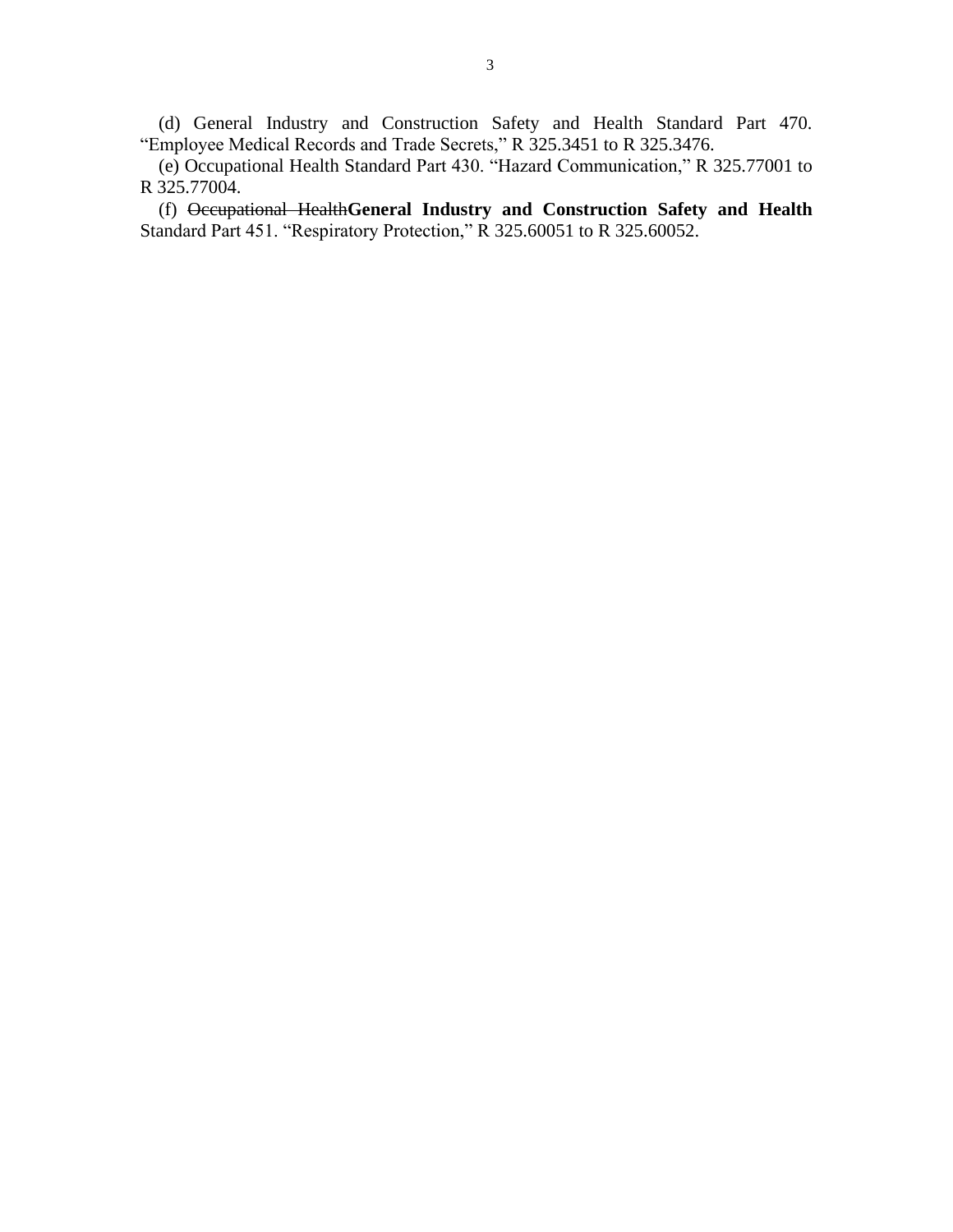(d) General Industry and Construction Safety and Health Standard Part 470. "Employee Medical Records and Trade Secrets," R 325.3451 to R 325.3476.

(e) Occupational Health Standard Part 430. "Hazard Communication," R 325.77001 to R 325.77004.

(f) ~~Occupational Health~~**General Industry and Construction Safety and Health** Standard Part 451. "Respiratory Protection," R 325.60051 to R 325.60052.